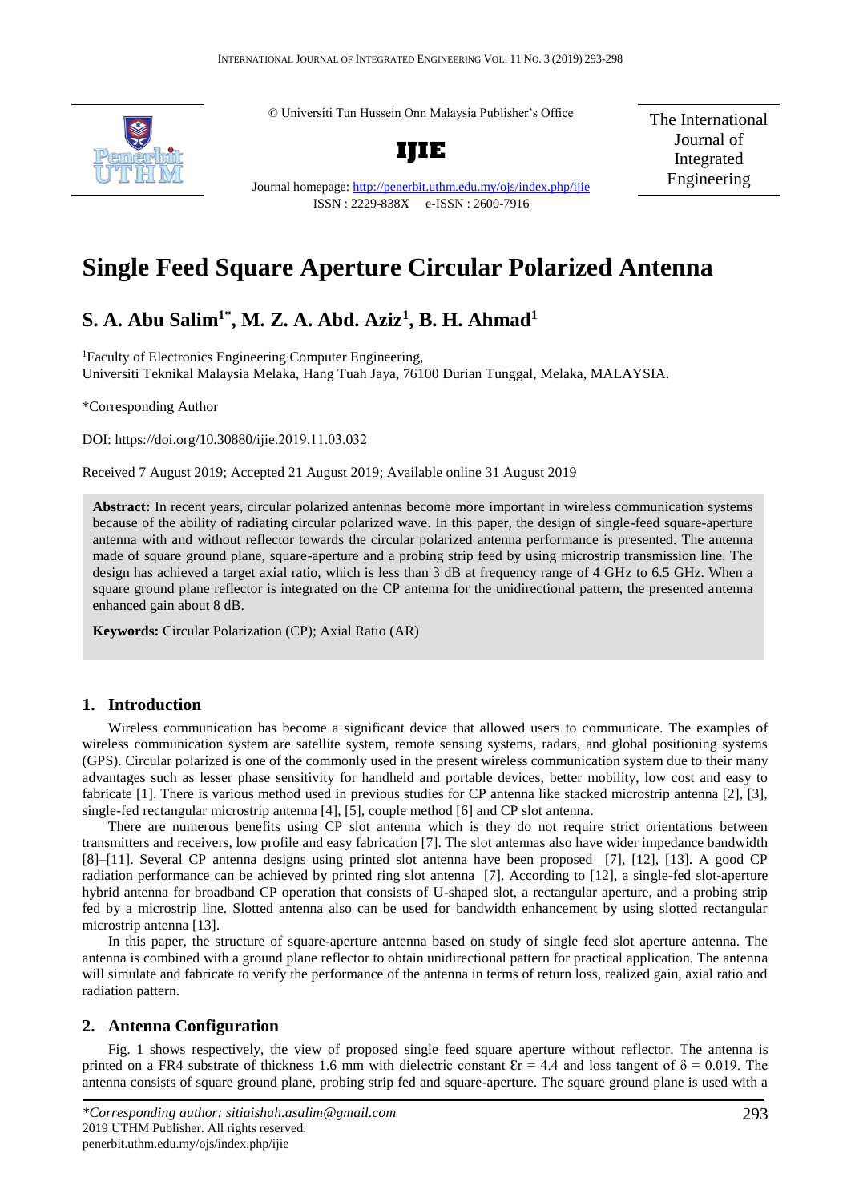© Universiti Tun Hussein Onn Malaysia Publisher's Office

**IJIE**

Journal homepage: http://penerbit.uthm.edu.my/ojs/index.php/ijie

ISSN : 2229-838X e-ISSN : 2600-7916

The International Journal of Integrated Engineering

# Single Feed Square Aperture Circular Polarized Antenna

## S. A. Abu Salim[1*], M. Z. A. Abd. Aziz[1], B. H. Ahmad[1]

[1]Faculty of Electronics Engineering Computer Engineering,
Universiti Teknikal Malaysia Melaka, Hang Tuah Jaya, 76100 Durian Tunggal, Melaka, MALAYSIA.

*Corresponding Author

DOI: https://doi.org/10.30880/ijie.2019.11.03.032

Received 7 August 2019; Accepted 21 August 2019; Available online 31 August 2019

**Abstract:** In recent years, circular polarized antennas become more important in wireless communication systems because of the ability of radiating circular polarized wave. In this paper, the design of single-feed square-aperture antenna with and without reflector towards the circular polarized antenna performance is presented. The antenna made of square ground plane, square-aperture and a probing strip feed by using microstrip transmission line. The design has achieved a target axial ratio, which is less than 3 dB at frequency range of 4 GHz to 6.5 GHz. When a square ground plane reflector is integrated on the CP antenna for the unidirectional pattern, the presented antenna enhanced gain about 8 dB.

**Keywords:** Circular Polarization (CP); Axial Ratio (AR)

## 1. Introduction

Wireless communication has become a significant device that allowed users to communicate. The examples of wireless communication system are satellite system, remote sensing systems, radars, and global positioning systems (GPS). Circular polarized is one of the commonly used in the present wireless communication system due to their many advantages such as lesser phase sensitivity for handheld and portable devices, better mobility, low cost and easy to fabricate [1]. There is various method used in previous studies for CP antenna like stacked microstrip antenna [2], [3], single-fed rectangular microstrip antenna [4], [5], couple method [6] and CP slot antenna.

There are numerous benefits using CP slot antenna which is they do not require strict orientations between transmitters and receivers, low profile and easy fabrication [7]. The slot antennas also have wider impedance bandwidth [8]–[11]. Several CP antenna designs using printed slot antenna have been proposed [7], [12], [13]. A good CP radiation performance can be achieved by printed ring slot antenna [7]. According to [12], a single-fed slot-aperture hybrid antenna for broadband CP operation that consists of U-shaped slot, a rectangular aperture, and a probing strip fed by a microstrip line. Slotted antenna also can be used for bandwidth enhancement by using slotted rectangular microstrip antenna [13].

In this paper, the structure of square-aperture antenna based on study of single feed slot aperture antenna. The antenna is combined with a ground plane reflector to obtain unidirectional pattern for practical application. The antenna will simulate and fabricate to verify the performance of the antenna in terms of return loss, realized gain, axial ratio and radiation pattern.

## 2. Antenna Configuration

Fig. 1 shows respectively, the view of proposed single feed square aperture without reflector. The antenna is printed on a FR4 substrate of thickness 1.6 mm with dielectric constant $\varepsilon_r = 4.4$ and loss tangent of $\delta = 0.019$. The antenna consists of square ground plane, probing strip fed and square-aperture. The square ground plane is used with a

*Corresponding author: sitiaishah.asalim@gmail.com
2019 UTHM Publisher. All rights reserved.
penerbit.uthm.edu.my/ojs/index.php/ijie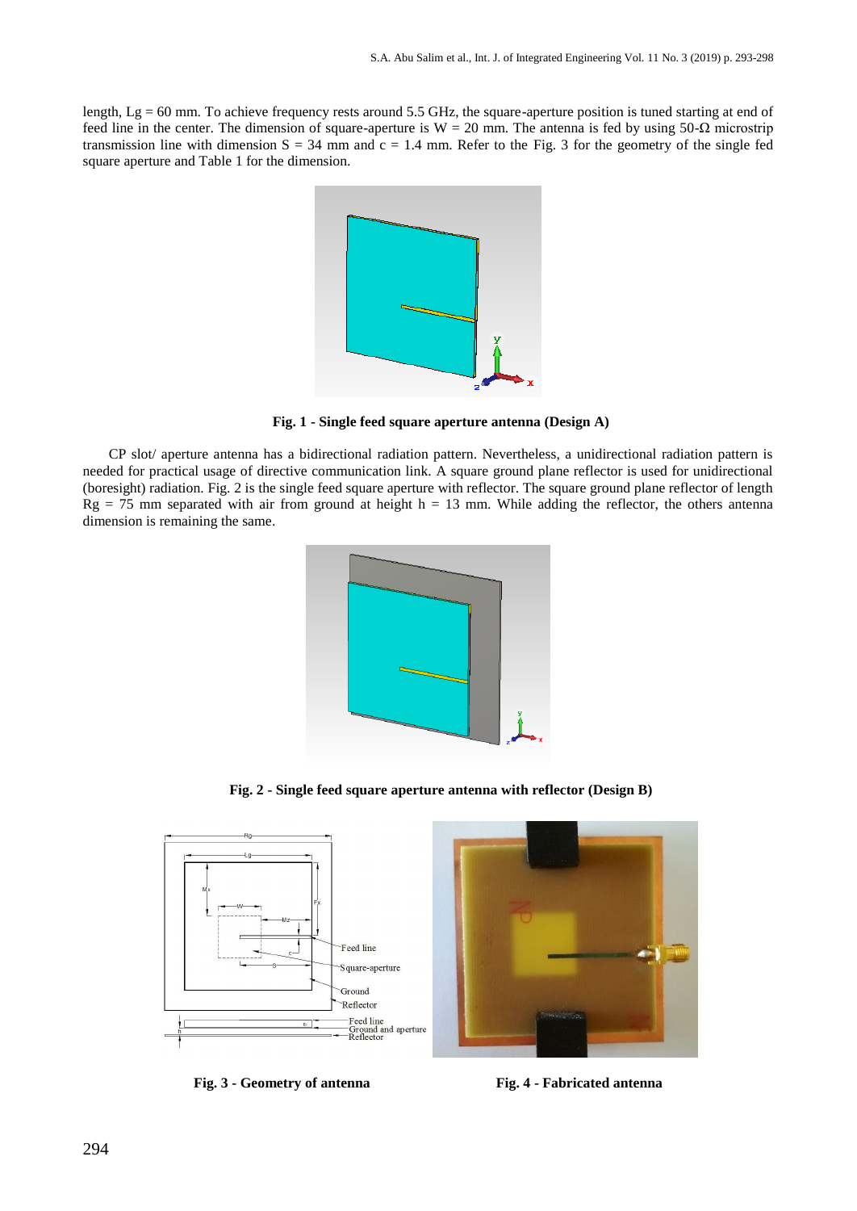length, Lg = 60 mm. To achieve frequency rests around 5.5 GHz, the square-aperture position is tuned starting at end of feed line in the center. The dimension of square-aperture is W = 20 mm. The antenna is fed by using 50-Ω microstrip transmission line with dimension S = 34 mm and c = 1.4 mm. Refer to the Fig. 3 for the geometry of the single fed square aperture and Table 1 for the dimension.

**Fig. 1 - Single feed square aperture antenna (Design A)**

CP slot/ aperture antenna has a bidirectional radiation pattern. Nevertheless, a unidirectional radiation pattern is needed for practical usage of directive communication link. A square ground plane reflector is used for unidirectional (boresight) radiation. Fig. 2 is the single feed square aperture with reflector. The square ground plane reflector of length Rg = 75 mm separated with air from ground at height h = 13 mm. While adding the reflector, the others antenna dimension is remaining the same.

**Fig. 2 - Single feed square aperture antenna with reflector (Design B)**

**Fig. 3 - Geometry of antenna**

**Fig. 4 - Fabricated antenna**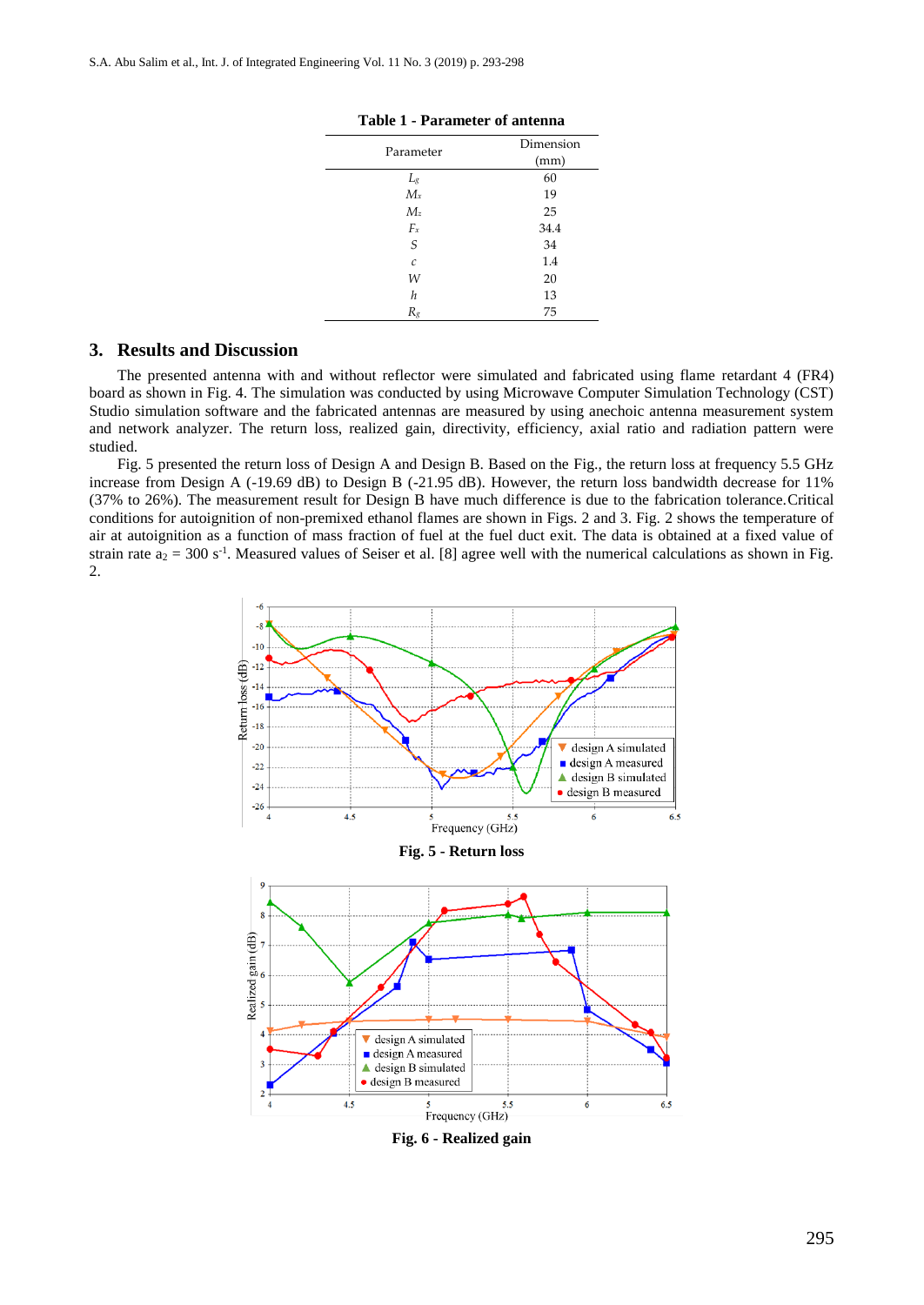**Table 1 - Parameter of antenna**

| Parameter | Dimension (mm) |
|---|---|
| $L_g$ | 60 |
| $M_x$ | 19 |
| $M_z$ | 25 |
| $F_x$ | 34.4 |
| $S$ | 34 |
| $c$ | 1.4 |
| $W$ | 20 |
| $h$ | 13 |
| $R_g$ | 75 |

## 3. Results and Discussion

The presented antenna with and without reflector were simulated and fabricated using flame retardant 4 (FR4) board as shown in Fig. 4. The simulation was conducted by using Microwave Computer Simulation Technology (CST) Studio simulation software and the fabricated antennas are measured by using anechoic antenna measurement system and network analyzer. The return loss, realized gain, directivity, efficiency, axial ratio and radiation pattern were studied.

Fig. 5 presented the return loss of Design A and Design B. Based on the Fig., the return loss at frequency 5.5 GHz increase from Design A (-19.69 dB) to Design B (-21.95 dB). However, the return loss bandwidth decrease for 11% (37% to 26%). The measurement result for Design B have much difference is due to the fabrication tolerance.Critical conditions for autoignition of non-premixed ethanol flames are shown in Figs. 2 and 3. Fig. 2 shows the temperature of air at autoignition as a function of mass fraction of fuel at the fuel duct exit. The data is obtained at a fixed value of strain rate $a_2 = 300$ s$^{-1}$. Measured values of Seiser et al. [8] agree well with the numerical calculations as shown in Fig. 2.

**Fig. 5 - Return loss**

**Fig. 6 - Realized gain**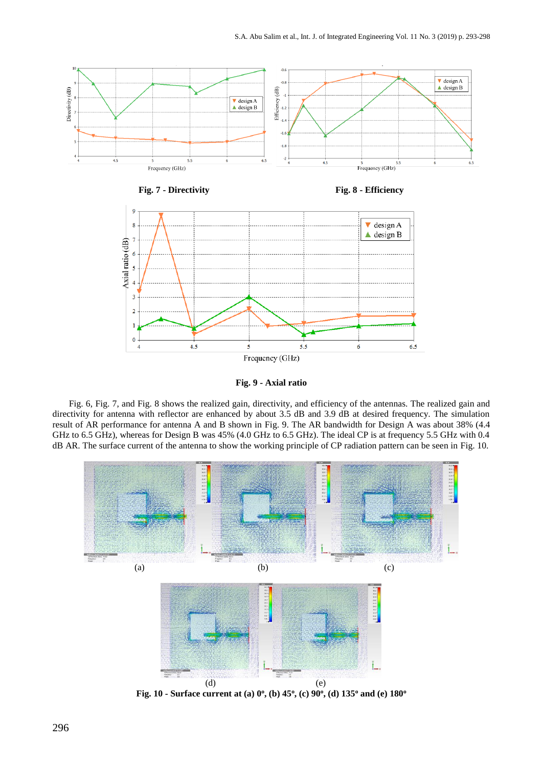**Fig. 7 - Directivity**

**Fig. 8 - Efficiency**

**Fig. 9 - Axial ratio**

Fig. 6, Fig. 7, and Fig. 8 shows the realized gain, directivity, and efficiency of the antennas. The realized gain and directivity for antenna with reflector are enhanced by about 3.5 dB and 3.9 dB at desired frequency. The simulation result of AR performance for antenna A and B shown in Fig. 9. The AR bandwidth for Design A was about 38% (4.4 GHz to 6.5 GHz), whereas for Design B was 45% (4.0 GHz to 6.5 GHz). The ideal CP is at frequency 5.5 GHz with 0.4 dB AR. The surface current of the antenna to show the working principle of CP radiation pattern can be seen in Fig. 10.

(a) (b) (c)

(d) (e)

**Fig. 10 - Surface current at (a) 0º, (b) 45º, (c) 90º, (d) 135º and (e) 180º**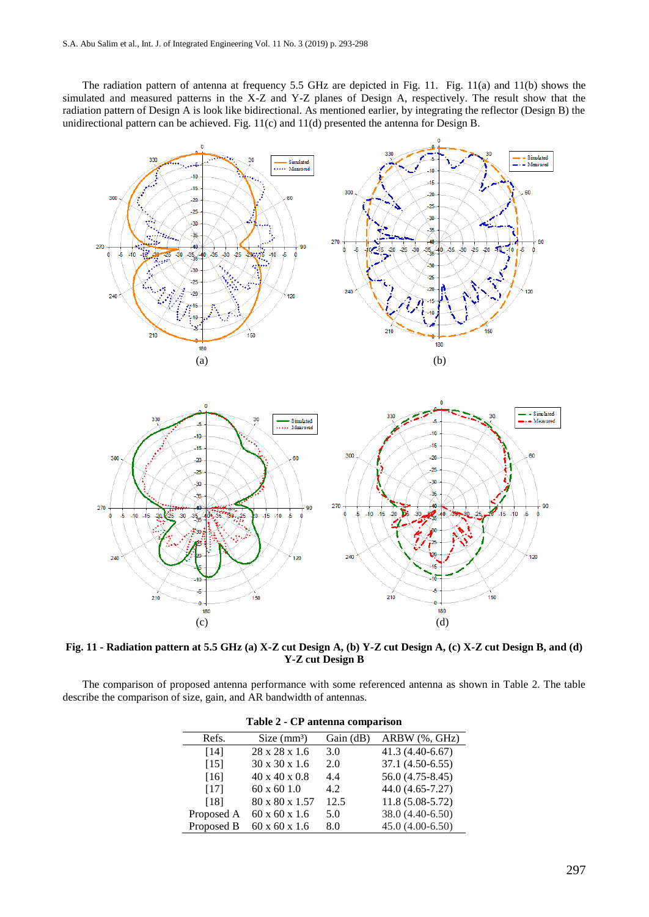The radiation pattern of antenna at frequency 5.5 GHz are depicted in Fig. 11. Fig. 11(a) and 11(b) shows the simulated and measured patterns in the X-Z and Y-Z planes of Design A, respectively. The result show that the radiation pattern of Design A is look like bidirectional. As mentioned earlier, by integrating the reflector (Design B) the unidirectional pattern can be achieved. Fig. 11(c) and 11(d) presented the antenna for Design B.

**Fig. 11 - Radiation pattern at 5.5 GHz (a) X-Z cut Design A, (b) Y-Z cut Design A, (c) X-Z cut Design B, and (d) Y-Z cut Design B**

The comparison of proposed antenna performance with some referenced antenna as shown in Table 2. The table describe the comparison of size, gain, and AR bandwidth of antennas.

**Table 2 - CP antenna comparison**

| Refs. | Size (mm³) | Gain (dB) | ARBW (%, GHz) |
|---|---|---|---|
| [14] | 28 x 28 x 1.6 | 3.0 | 41.3 (4.40-6.67) |
| [15] | 30 x 30 x 1.6 | 2.0 | 37.1 (4.50-6.55) |
| [16] | 40 x 40 x 0.8 | 4.4 | 56.0 (4.75-8.45) |
| [17] | 60 x 60 1.0 | 4.2 | 44.0 (4.65-7.27) |
| [18] | 80 x 80 x 1.57 | 12.5 | 11.8 (5.08-5.72) |
| Proposed A | 60 x 60 x 1.6 | 5.0 | 38.0 (4.40-6.50) |
| Proposed B | 60 x 60 x 1.6 | 8.0 | 45.0 (4.00-6.50) |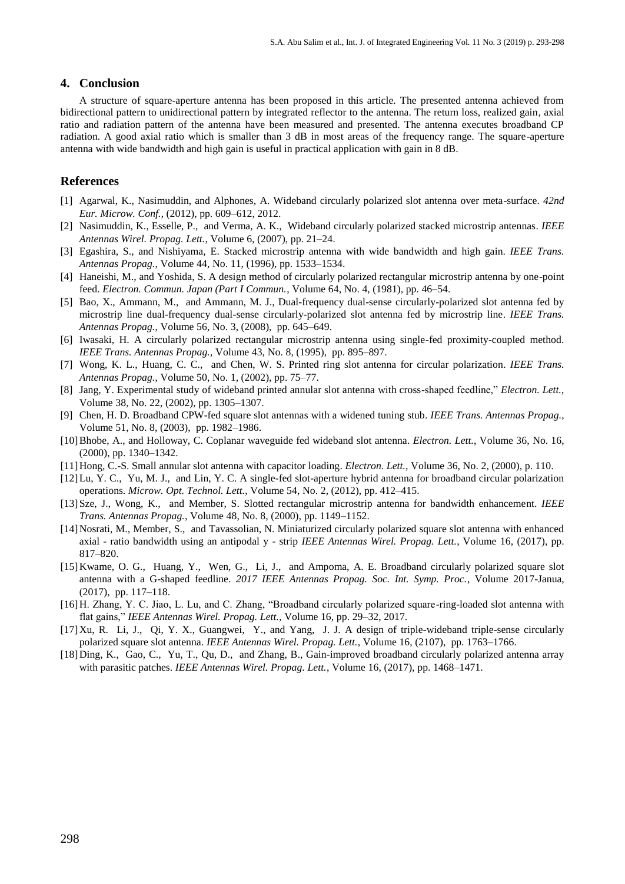## 4. Conclusion

A structure of square-aperture antenna has been proposed in this article. The presented antenna achieved from bidirectional pattern to unidirectional pattern by integrated reflector to the antenna. The return loss, realized gain, axial ratio and radiation pattern of the antenna have been measured and presented. The antenna executes broadband CP radiation. A good axial ratio which is smaller than 3 dB in most areas of the frequency range. The square-aperture antenna with wide bandwidth and high gain is useful in practical application with gain in 8 dB.

## References

[1] Agarwal, K., Nasimuddin, and Alphones, A. Wideband circularly polarized slot antenna over meta-surface. *42nd Eur. Microw. Conf.*, (2012), pp. 609–612, 2012.

[2] Nasimuddin, K., Esselle, P., and Verma, A. K., Wideband circularly polarized stacked microstrip antennas. *IEEE Antennas Wirel. Propag. Lett.*, Volume 6, (2007), pp. 21–24.

[3] Egashira, S., and Nishiyama, E. Stacked microstrip antenna with wide bandwidth and high gain. *IEEE Trans. Antennas Propag.*, Volume 44, No. 11, (1996), pp. 1533–1534.

[4] Haneishi, M., and Yoshida, S. A design method of circularly polarized rectangular microstrip antenna by one-point feed. *Electron. Commun. Japan (Part I Commun.*, Volume 64, No. 4, (1981), pp. 46–54.

[5] Bao, X., Ammann, M., and Ammann, M. J., Dual-frequency dual-sense circularly-polarized slot antenna fed by microstrip line dual-frequency dual-sense circularly-polarized slot antenna fed by microstrip line. *IEEE Trans. Antennas Propag.*, Volume 56, No. 3, (2008), pp. 645–649.

[6] Iwasaki, H. A circularly polarized rectangular microstrip antenna using single-fed proximity-coupled method. *IEEE Trans. Antennas Propag.*, Volume 43, No. 8, (1995), pp. 895–897.

[7] Wong, K. L., Huang, C. C., and Chen, W. S. Printed ring slot antenna for circular polarization. *IEEE Trans. Antennas Propag.*, Volume 50, No. 1, (2002), pp. 75–77.

[8] Jang, Y. Experimental study of wideband printed annular slot antenna with cross-shaped feedline," *Electron. Lett.*, Volume 38, No. 22, (2002), pp. 1305–1307.

[9] Chen, H. D. Broadband CPW-fed square slot antennas with a widened tuning stub. *IEEE Trans. Antennas Propag.*, Volume 51, No. 8, (2003), pp. 1982–1986.

[10] Bhobe, A., and Holloway, C. Coplanar waveguide fed wideband slot antenna. *Electron. Lett.*, Volume 36, No. 16, (2000), pp. 1340–1342.

[11] Hong, C.-S. Small annular slot antenna with capacitor loading. *Electron. Lett.*, Volume 36, No. 2, (2000), p. 110.

[12] Lu, Y. C., Yu, M. J., and Lin, Y. C. A single-fed slot-aperture hybrid antenna for broadband circular polarization operations. *Microw. Opt. Technol. Lett.*, Volume 54, No. 2, (2012), pp. 412–415.

[13] Sze, J., Wong, K., and Member, S. Slotted rectangular microstrip antenna for bandwidth enhancement. *IEEE Trans. Antennas Propag.*, Volume 48, No. 8, (2000), pp. 1149–1152.

[14] Nosrati, M., Member, S., and Tavassolian, N. Miniaturized circularly polarized square slot antenna with enhanced axial - ratio bandwidth using an antipodal y - strip *IEEE Antennas Wirel. Propag. Lett.*, Volume 16, (2017), pp. 817–820.

[15] Kwame, O. G., Huang, Y., Wen, G., Li, J., and Ampoma, A. E. Broadband circularly polarized square slot antenna with a G-shaped feedline. *2017 IEEE Antennas Propag. Soc. Int. Symp. Proc.*, Volume 2017-Janua, (2017), pp. 117–118.

[16] H. Zhang, Y. C. Jiao, L. Lu, and C. Zhang, "Broadband circularly polarized square-ring-loaded slot antenna with flat gains," *IEEE Antennas Wirel. Propag. Lett.*, Volume 16, pp. 29–32, 2017.

[17] Xu, R. Li, J., Qi, Y. X., Guangwei, Y., and Yang, J. J. A design of triple-wideband triple-sense circularly polarized square slot antenna. *IEEE Antennas Wirel. Propag. Lett.*, Volume 16, (2107), pp. 1763–1766.

[18] Ding, K., Gao, C., Yu, T., Qu, D., and Zhang, B., Gain-improved broadband circularly polarized antenna array with parasitic patches. *IEEE Antennas Wirel. Propag. Lett.*, Volume 16, (2017), pp. 1468–1471.